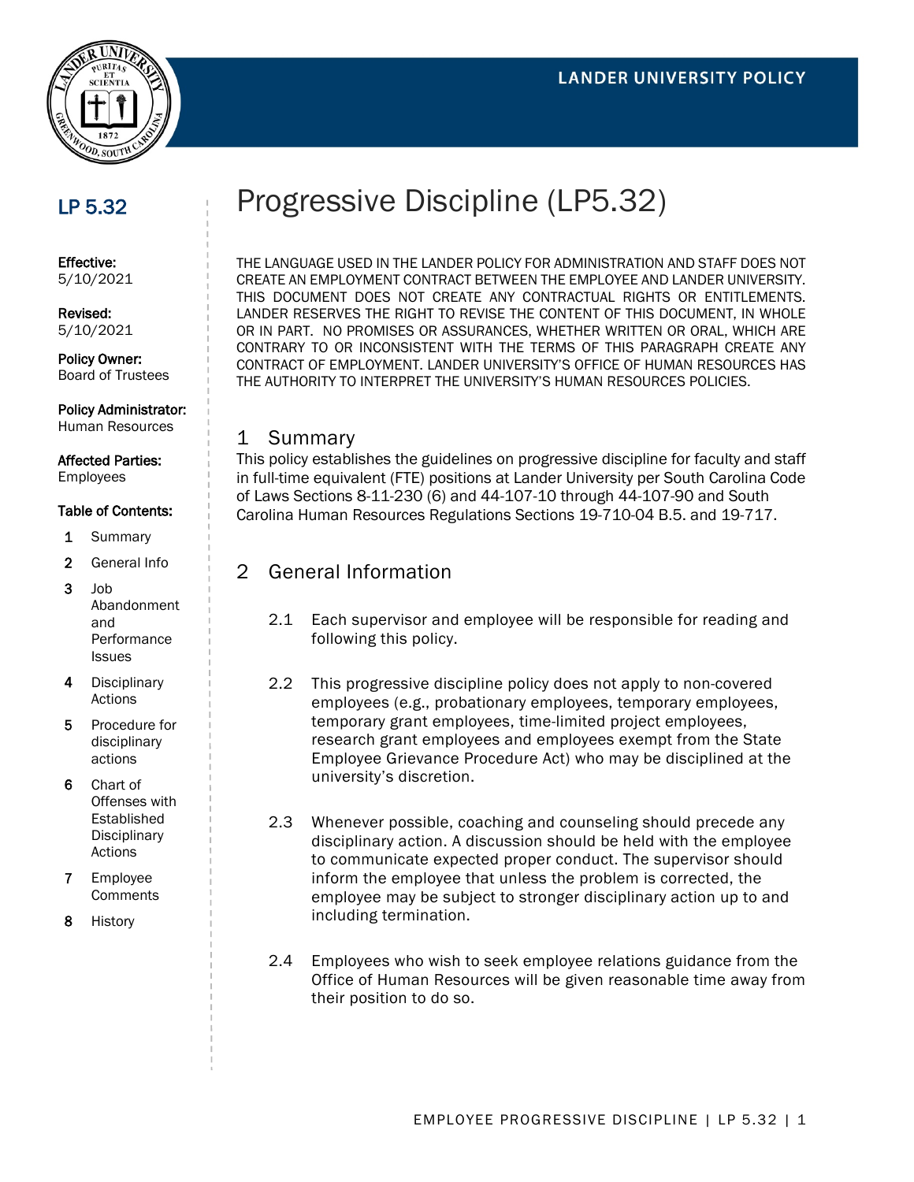LANDER UNIVERSITY POLICY

**LP 5.32**

**Effective:**
5/10/2021

**Revised:**
5/10/2021

**Policy Owner:**
Board of Trustees

**Policy Administrator:**
Human Resources

**Affected Parties:**
Employees

**Table of Contents:**

1. Summary
2. General Info
3. Job Abandonment and Performance Issues
4. Disciplinary Actions
5. Procedure for disciplinary actions
6. Chart of Offenses with Established Disciplinary Actions
7. Employee Comments
8. History

# Progressive Discipline (LP5.32)

THE LANGUAGE USED IN THE LANDER POLICY FOR ADMINISTRATION AND STAFF DOES NOT CREATE AN EMPLOYMENT CONTRACT BETWEEN THE EMPLOYEE AND LANDER UNIVERSITY. THIS DOCUMENT DOES NOT CREATE ANY CONTRACTUAL RIGHTS OR ENTITLEMENTS. LANDER RESERVES THE RIGHT TO REVISE THE CONTENT OF THIS DOCUMENT, IN WHOLE OR IN PART. NO PROMISES OR ASSURANCES, WHETHER WRITTEN OR ORAL, WHICH ARE CONTRARY TO OR INCONSISTENT WITH THE TERMS OF THIS PARAGRAPH CREATE ANY CONTRACT OF EMPLOYMENT. LANDER UNIVERSITY'S OFFICE OF HUMAN RESOURCES HAS THE AUTHORITY TO INTERPRET THE UNIVERSITY'S HUMAN RESOURCES POLICIES.

## 1 Summary

This policy establishes the guidelines on progressive discipline for faculty and staff in full-time equivalent (FTE) positions at Lander University per South Carolina Code of Laws Sections 8-11-230 (6) and 44-107-10 through 44-107-90 and South Carolina Human Resources Regulations Sections 19-710-04 B.5. and 19-717.

## 2 General Information

2.1 Each supervisor and employee will be responsible for reading and following this policy.

2.2 This progressive discipline policy does not apply to non-covered employees (e.g., probationary employees, temporary employees, temporary grant employees, time-limited project employees, research grant employees and employees exempt from the State Employee Grievance Procedure Act) who may be disciplined at the university's discretion.

2.3 Whenever possible, coaching and counseling should precede any disciplinary action. A discussion should be held with the employee to communicate expected proper conduct. The supervisor should inform the employee that unless the problem is corrected, the employee may be subject to stronger disciplinary action up to and including termination.

2.4 Employees who wish to seek employee relations guidance from the Office of Human Resources will be given reasonable time away from their position to do so.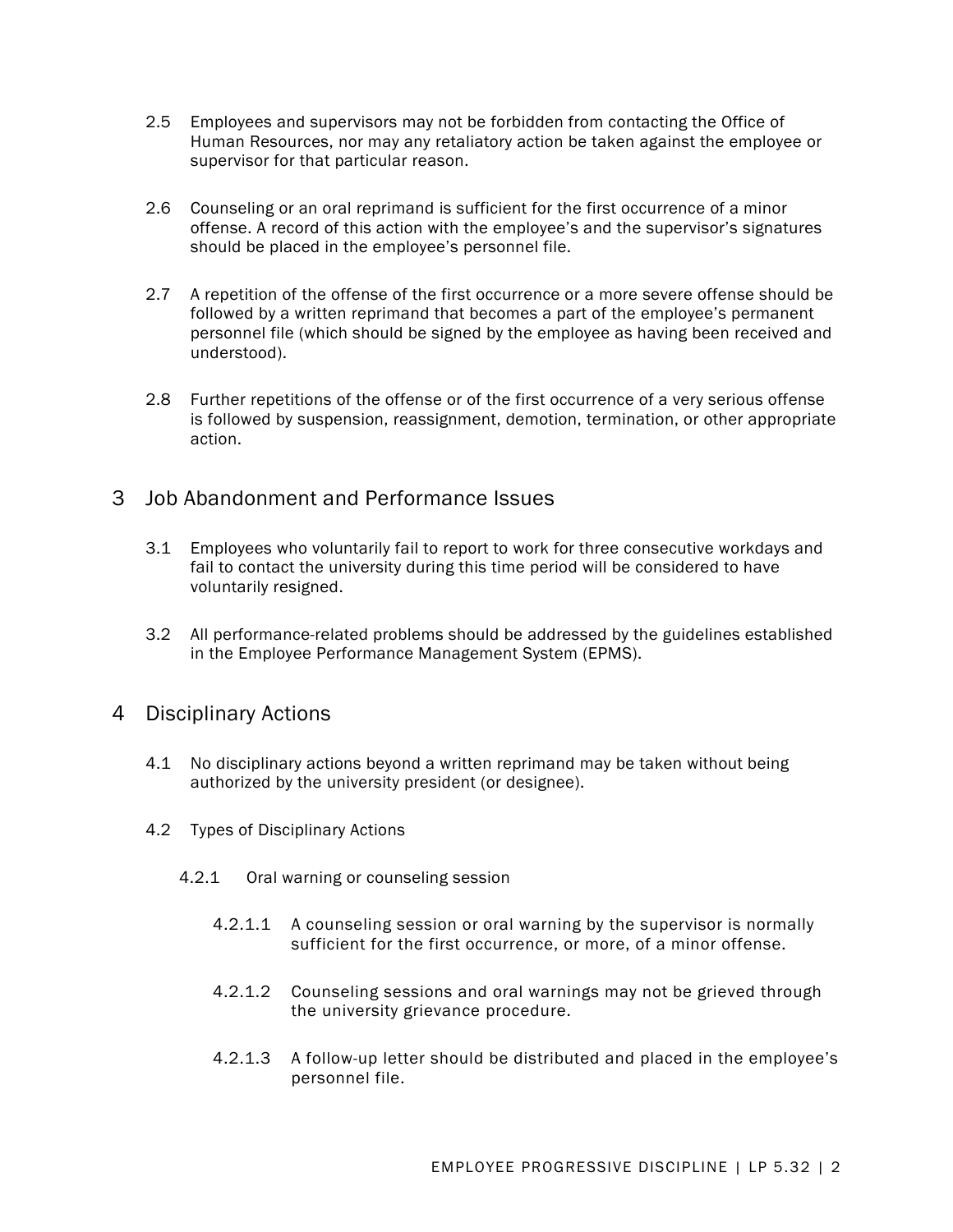2.5 Employees and supervisors may not be forbidden from contacting the Office of Human Resources, nor may any retaliatory action be taken against the employee or supervisor for that particular reason.

2.6 Counseling or an oral reprimand is sufficient for the first occurrence of a minor offense. A record of this action with the employee's and the supervisor's signatures should be placed in the employee's personnel file.

2.7 A repetition of the offense of the first occurrence or a more severe offense should be followed by a written reprimand that becomes a part of the employee's permanent personnel file (which should be signed by the employee as having been received and understood).

2.8 Further repetitions of the offense or of the first occurrence of a very serious offense is followed by suspension, reassignment, demotion, termination, or other appropriate action.

## 3 Job Abandonment and Performance Issues

3.1 Employees who voluntarily fail to report to work for three consecutive workdays and fail to contact the university during this time period will be considered to have voluntarily resigned.

3.2 All performance-related problems should be addressed by the guidelines established in the Employee Performance Management System (EPMS).

## 4 Disciplinary Actions

4.1 No disciplinary actions beyond a written reprimand may be taken without being authorized by the university president (or designee).

4.2 Types of Disciplinary Actions

4.2.1 Oral warning or counseling session

4.2.1.1 A counseling session or oral warning by the supervisor is normally sufficient for the first occurrence, or more, of a minor offense.

4.2.1.2 Counseling sessions and oral warnings may not be grieved through the university grievance procedure.

4.2.1.3 A follow-up letter should be distributed and placed in the employee's personnel file.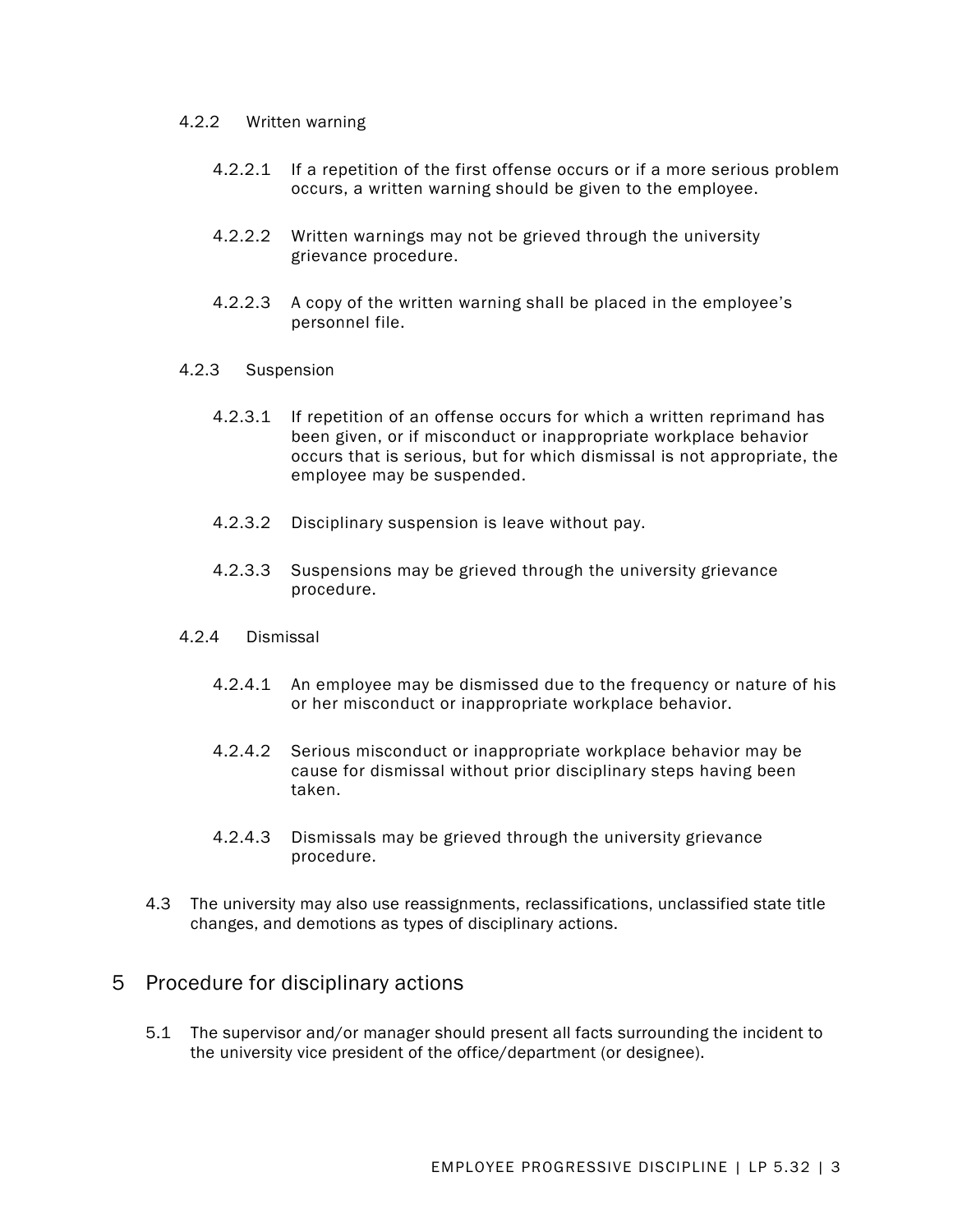#### 4.2.2 Written warning

4.2.2.1 If a repetition of the first offense occurs or if a more serious problem occurs, a written warning should be given to the employee.

4.2.2.2 Written warnings may not be grieved through the university grievance procedure.

4.2.2.3 A copy of the written warning shall be placed in the employee's personnel file.

#### 4.2.3 Suspension

4.2.3.1 If repetition of an offense occurs for which a written reprimand has been given, or if misconduct or inappropriate workplace behavior occurs that is serious, but for which dismissal is not appropriate, the employee may be suspended.

4.2.3.2 Disciplinary suspension is leave without pay.

4.2.3.3 Suspensions may be grieved through the university grievance procedure.

#### 4.2.4 Dismissal

4.2.4.1 An employee may be dismissed due to the frequency or nature of his or her misconduct or inappropriate workplace behavior.

4.2.4.2 Serious misconduct or inappropriate workplace behavior may be cause for dismissal without prior disciplinary steps having been taken.

4.2.4.3 Dismissals may be grieved through the university grievance procedure.

4.3 The university may also use reassignments, reclassifications, unclassified state title changes, and demotions as types of disciplinary actions.

## 5 Procedure for disciplinary actions

5.1 The supervisor and/or manager should present all facts surrounding the incident to the university vice president of the office/department (or designee).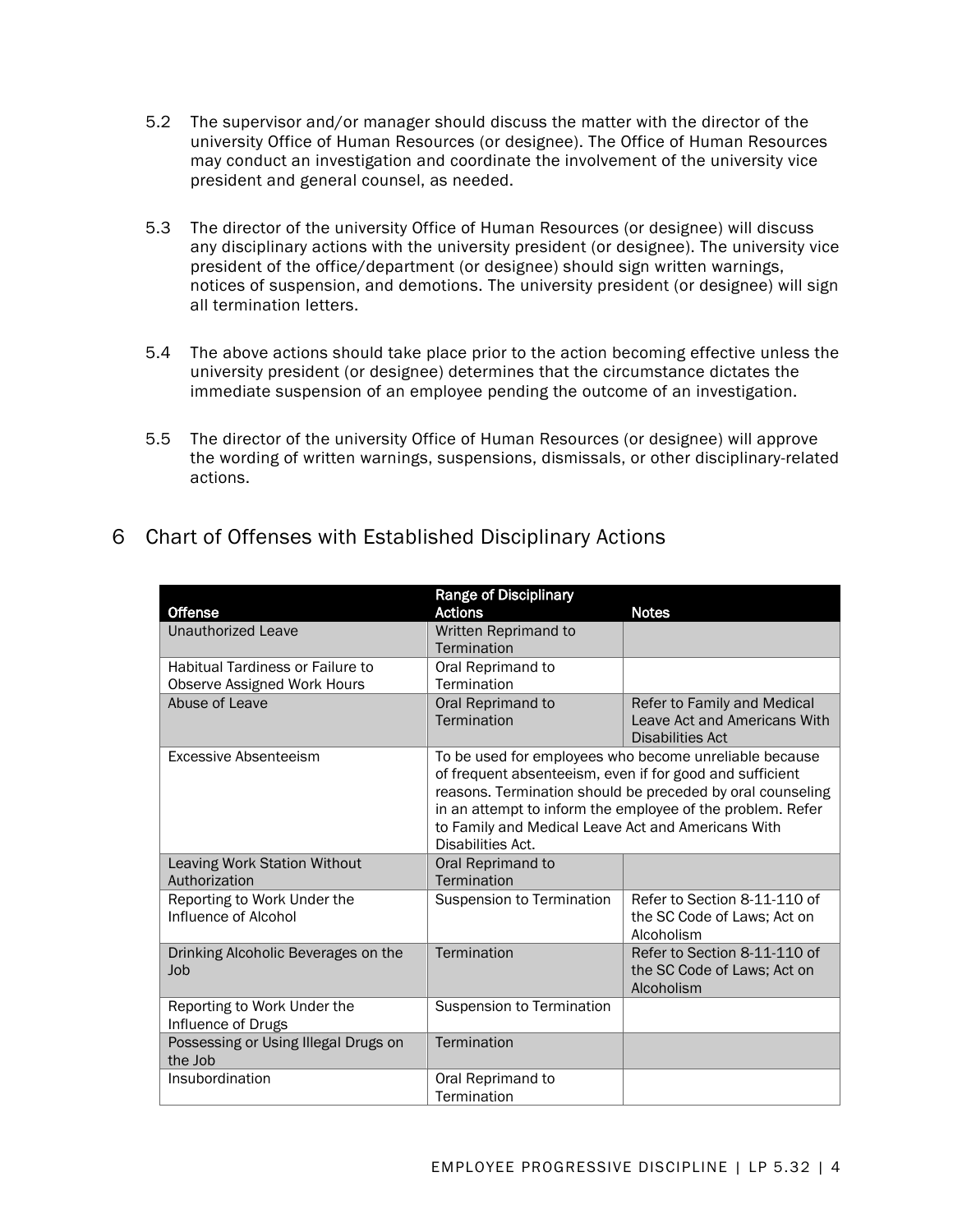5.2 The supervisor and/or manager should discuss the matter with the director of the university Office of Human Resources (or designee). The Office of Human Resources may conduct an investigation and coordinate the involvement of the university vice president and general counsel, as needed.

5.3 The director of the university Office of Human Resources (or designee) will discuss any disciplinary actions with the university president (or designee). The university vice president of the office/department (or designee) should sign written warnings, notices of suspension, and demotions. The university president (or designee) will sign all termination letters.

5.4 The above actions should take place prior to the action becoming effective unless the university president (or designee) determines that the circumstance dictates the immediate suspension of an employee pending the outcome of an investigation.

5.5 The director of the university Office of Human Resources (or designee) will approve the wording of written warnings, suspensions, dismissals, or other disciplinary-related actions.

## 6 Chart of Offenses with Established Disciplinary Actions

| Offense | Range of Disciplinary Actions | Notes |
|---|---|---|
| Unauthorized Leave | Written Reprimand to Termination | |
| Habitual Tardiness or Failure to Observe Assigned Work Hours | Oral Reprimand to Termination | |
| Abuse of Leave | Oral Reprimand to Termination | Refer to Family and Medical Leave Act and Americans With Disabilities Act |
| Excessive Absenteeism | To be used for employees who become unreliable because of frequent absenteeism, even if for good and sufficient reasons. Termination should be preceded by oral counseling in an attempt to inform the employee of the problem. Refer to Family and Medical Leave Act and Americans With Disabilities Act. | |
| Leaving Work Station Without Authorization | Oral Reprimand to Termination | |
| Reporting to Work Under the Influence of Alcohol | Suspension to Termination | Refer to Section 8-11-110 of the SC Code of Laws; Act on Alcoholism |
| Drinking Alcoholic Beverages on the Job | Termination | Refer to Section 8-11-110 of the SC Code of Laws; Act on Alcoholism |
| Reporting to Work Under the Influence of Drugs | Suspension to Termination | |
| Possessing or Using Illegal Drugs on the Job | Termination | |
| Insubordination | Oral Reprimand to Termination | |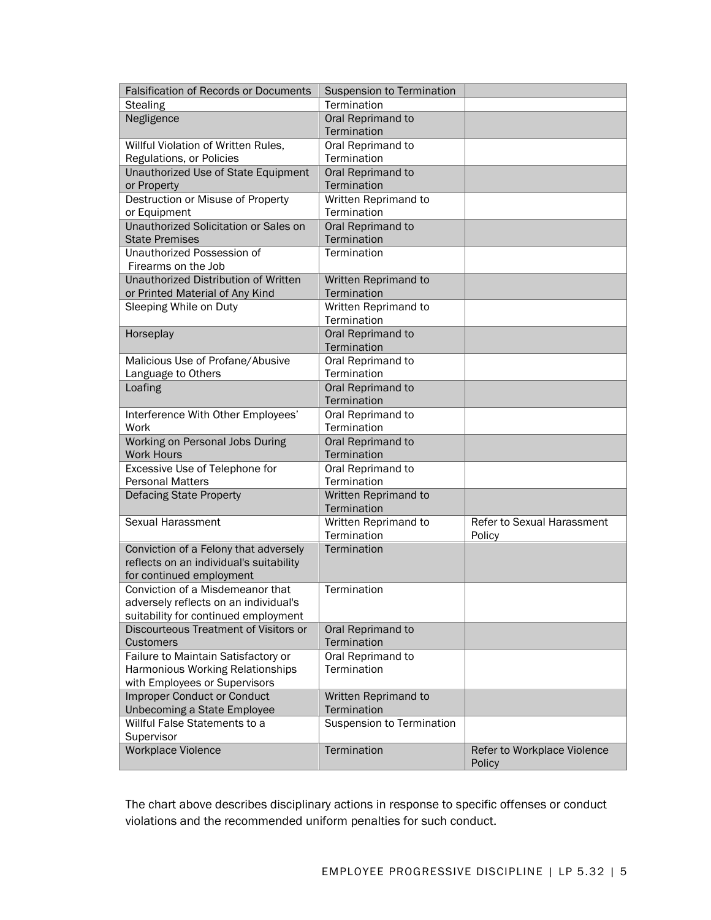| Falsification of Records or Documents | Suspension to Termination | |
|---|---|---|
| Stealing | Termination | |
| Negligence | Oral Reprimand to Termination | |
| Willful Violation of Written Rules, Regulations, or Policies | Oral Reprimand to Termination | |
| Unauthorized Use of State Equipment or Property | Oral Reprimand to Termination | |
| Destruction or Misuse of Property or Equipment | Written Reprimand to Termination | |
| Unauthorized Solicitation or Sales on State Premises | Oral Reprimand to Termination | |
| Unauthorized Possession of Firearms on the Job | Termination | |
| Unauthorized Distribution of Written or Printed Material of Any Kind | Written Reprimand to Termination | |
| Sleeping While on Duty | Written Reprimand to Termination | |
| Horseplay | Oral Reprimand to Termination | |
| Malicious Use of Profane/Abusive Language to Others | Oral Reprimand to Termination | |
| Loafing | Oral Reprimand to Termination | |
| Interference With Other Employees' Work | Oral Reprimand to Termination | |
| Working on Personal Jobs During Work Hours | Oral Reprimand to Termination | |
| Excessive Use of Telephone for Personal Matters | Oral Reprimand to Termination | |
| Defacing State Property | Written Reprimand to Termination | |
| Sexual Harassment | Written Reprimand to Termination | Refer to Sexual Harassment Policy |
| Conviction of a Felony that adversely reflects on an individual's suitability for continued employment | Termination | |
| Conviction of a Misdemeanor that adversely reflects on an individual's suitability for continued employment | Termination | |
| Discourteous Treatment of Visitors or Customers | Oral Reprimand to Termination | |
| Failure to Maintain Satisfactory or Harmonious Working Relationships with Employees or Supervisors | Oral Reprimand to Termination | |
| Improper Conduct or Conduct Unbecoming a State Employee | Written Reprimand to Termination | |
| Willful False Statements to a Supervisor | Suspension to Termination | |
| Workplace Violence | Termination | Refer to Workplace Violence Policy |

The chart above describes disciplinary actions in response to specific offenses or conduct violations and the recommended uniform penalties for such conduct.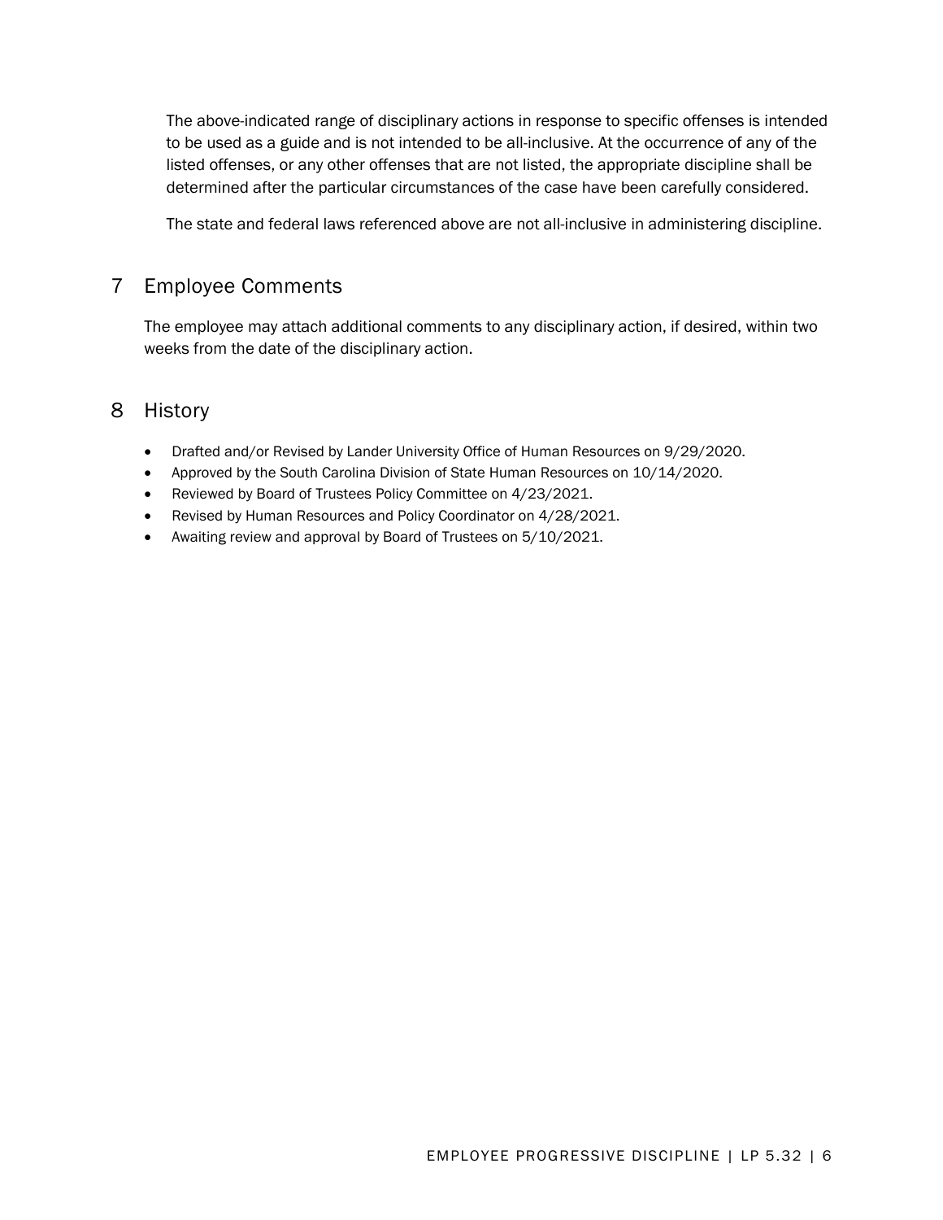The above-indicated range of disciplinary actions in response to specific offenses is intended to be used as a guide and is not intended to be all-inclusive. At the occurrence of any of the listed offenses, or any other offenses that are not listed, the appropriate discipline shall be determined after the particular circumstances of the case have been carefully considered.

The state and federal laws referenced above are not all-inclusive in administering discipline.

## 7 Employee Comments

The employee may attach additional comments to any disciplinary action, if desired, within two weeks from the date of the disciplinary action.

## 8 History

- Drafted and/or Revised by Lander University Office of Human Resources on 9/29/2020.
- Approved by the South Carolina Division of State Human Resources on 10/14/2020.
- Reviewed by Board of Trustees Policy Committee on 4/23/2021.
- Revised by Human Resources and Policy Coordinator on 4/28/2021.
- Awaiting review and approval by Board of Trustees on 5/10/2021.